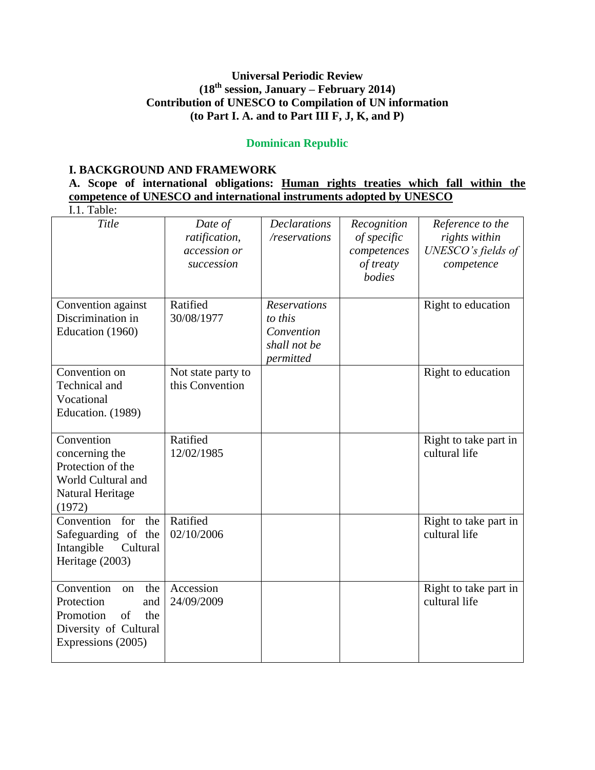**Universal Periodic Review**
**(18th session, January – February 2014)**
**Contribution of UNESCO to Compilation of UN information**
**(to Part I. A. and to Part III F, J, K, and P)**

## Dominican Republic

### I. BACKGROUND AND FRAMEWORK

**A. Scope of international obligations: <u>Human rights treaties which fall within the competence of UNESCO and international instruments adopted by UNESCO</u>**

I.1. Table:

| *Title* | *Date of ratification, accession or succession* | *Declarations /reservations* | *Recognition of specific competences of treaty bodies* | *Reference to the rights within UNESCO's fields of competence* |
|---|---|---|---|---|
| Convention against Discrimination in Education (1960) | Ratified 30/08/1977 | *Reservations to this Convention shall not be permitted* | | Right to education |
| Convention on Technical and Vocational Education. (1989) | Not state party to this Convention | | | Right to education |
| Convention concerning the Protection of the World Cultural and Natural Heritage (1972) | Ratified 12/02/1985 | | | Right to take part in cultural life |
| Convention for the Safeguarding of the Intangible Cultural Heritage (2003) | Ratified 02/10/2006 | | | Right to take part in cultural life |
| Convention on the Protection and Promotion of the Diversity of Cultural Expressions (2005) | Accession 24/09/2009 | | | Right to take part in cultural life |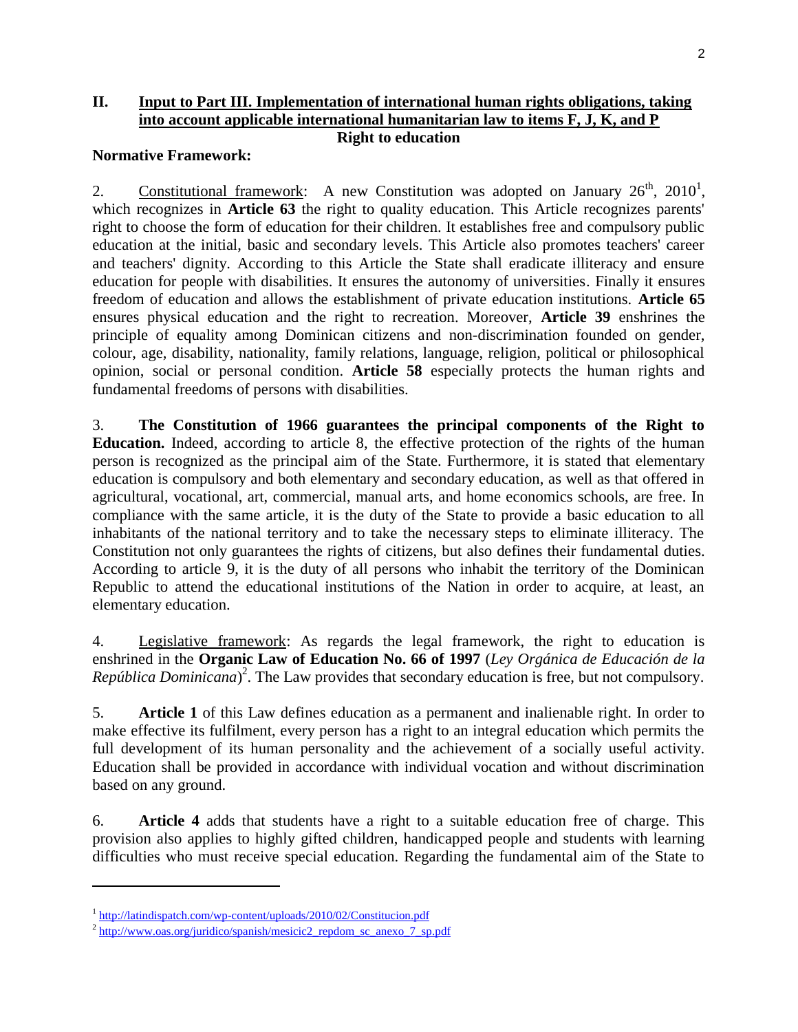## II. Input to Part III. Implementation of international human rights obligations, taking into account applicable international humanitarian law to items F, J, K, and P

### Right to education

**Normative Framework:**

2. Constitutional framework: A new Constitution was adopted on January 26th, 2010[1], which recognizes in **Article 63** the right to quality education. This Article recognizes parents' right to choose the form of education for their children. It establishes free and compulsory public education at the initial, basic and secondary levels. This Article also promotes teachers' career and teachers' dignity. According to this Article the State shall eradicate illiteracy and ensure education for people with disabilities. It ensures the autonomy of universities. Finally it ensures freedom of education and allows the establishment of private education institutions. **Article 65** ensures physical education and the right to recreation. Moreover, **Article 39** enshrines the principle of equality among Dominican citizens and non-discrimination founded on gender, colour, age, disability, nationality, family relations, language, religion, political or philosophical opinion, social or personal condition. **Article 58** especially protects the human rights and fundamental freedoms of persons with disabilities.

3. **The Constitution of 1966 guarantees the principal components of the Right to Education.** Indeed, according to article 8, the effective protection of the rights of the human person is recognized as the principal aim of the State. Furthermore, it is stated that elementary education is compulsory and both elementary and secondary education, as well as that offered in agricultural, vocational, art, commercial, manual arts, and home economics schools, are free. In compliance with the same article, it is the duty of the State to provide a basic education to all inhabitants of the national territory and to take the necessary steps to eliminate illiteracy. The Constitution not only guarantees the rights of citizens, but also defines their fundamental duties. According to article 9, it is the duty of all persons who inhabit the territory of the Dominican Republic to attend the educational institutions of the Nation in order to acquire, at least, an elementary education.

4. Legislative framework: As regards the legal framework, the right to education is enshrined in the **Organic Law of Education No. 66 of 1997** (*Ley Orgánica de Educación de la República Dominicana*)[2]. The Law provides that secondary education is free, but not compulsory.

5. **Article 1** of this Law defines education as a permanent and inalienable right. In order to make effective its fulfilment, every person has a right to an integral education which permits the full development of its human personality and the achievement of a socially useful activity. Education shall be provided in accordance with individual vocation and without discrimination based on any ground.

6. **Article 4** adds that students have a right to a suitable education free of charge. This provision also applies to highly gifted children, handicapped people and students with learning difficulties who must receive special education. Regarding the fundamental aim of the State to

---

[1] http://latindispatch.com/wp-content/uploads/2010/02/Constitucion.pdf

[2] http://www.oas.org/juridico/spanish/mesicic2_repdom_sc_anexo_7_sp.pdf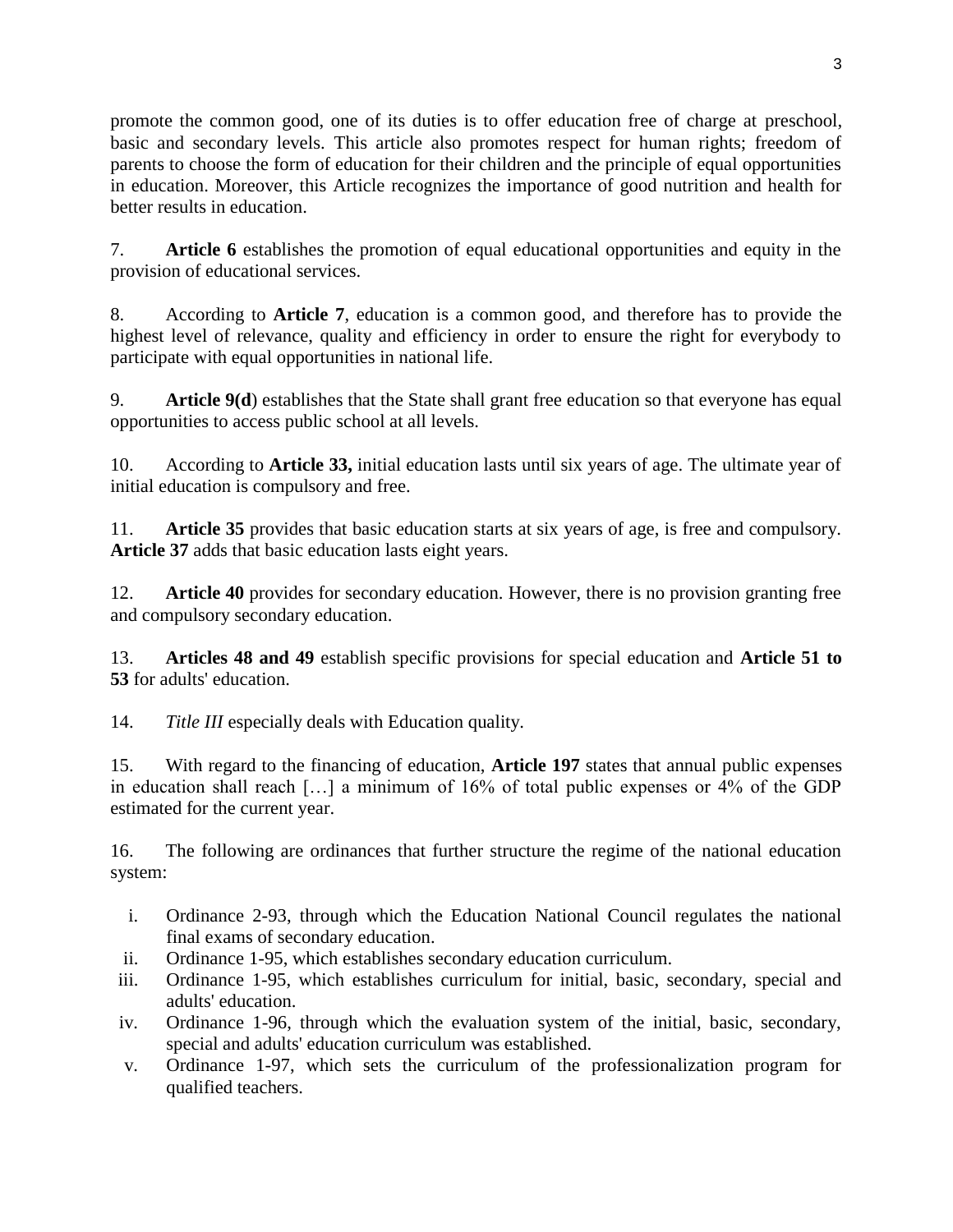promote the common good, one of its duties is to offer education free of charge at preschool, basic and secondary levels. This article also promotes respect for human rights; freedom of parents to choose the form of education for their children and the principle of equal opportunities in education. Moreover, this Article recognizes the importance of good nutrition and health for better results in education.

7. **Article 6** establishes the promotion of equal educational opportunities and equity in the provision of educational services.

8. According to **Article 7**, education is a common good, and therefore has to provide the highest level of relevance, quality and efficiency in order to ensure the right for everybody to participate with equal opportunities in national life.

9. **Article 9(d**) establishes that the State shall grant free education so that everyone has equal opportunities to access public school at all levels.

10. According to **Article 33,** initial education lasts until six years of age. The ultimate year of initial education is compulsory and free.

11. **Article 35** provides that basic education starts at six years of age, is free and compulsory. **Article 37** adds that basic education lasts eight years.

12. **Article 40** provides for secondary education. However, there is no provision granting free and compulsory secondary education.

13. **Articles 48 and 49** establish specific provisions for special education and **Article 51 to 53** for adults' education.

14. *Title III* especially deals with Education quality.

15. With regard to the financing of education, **Article 197** states that annual public expenses in education shall reach […] a minimum of 16% of total public expenses or 4% of the GDP estimated for the current year.

16. The following are ordinances that further structure the regime of the national education system:

i. Ordinance 2-93, through which the Education National Council regulates the national final exams of secondary education.
ii. Ordinance 1-95, which establishes secondary education curriculum.
iii. Ordinance 1-95, which establishes curriculum for initial, basic, secondary, special and adults' education.
iv. Ordinance 1-96, through which the evaluation system of the initial, basic, secondary, special and adults' education curriculum was established.
v. Ordinance 1-97, which sets the curriculum of the professionalization program for qualified teachers.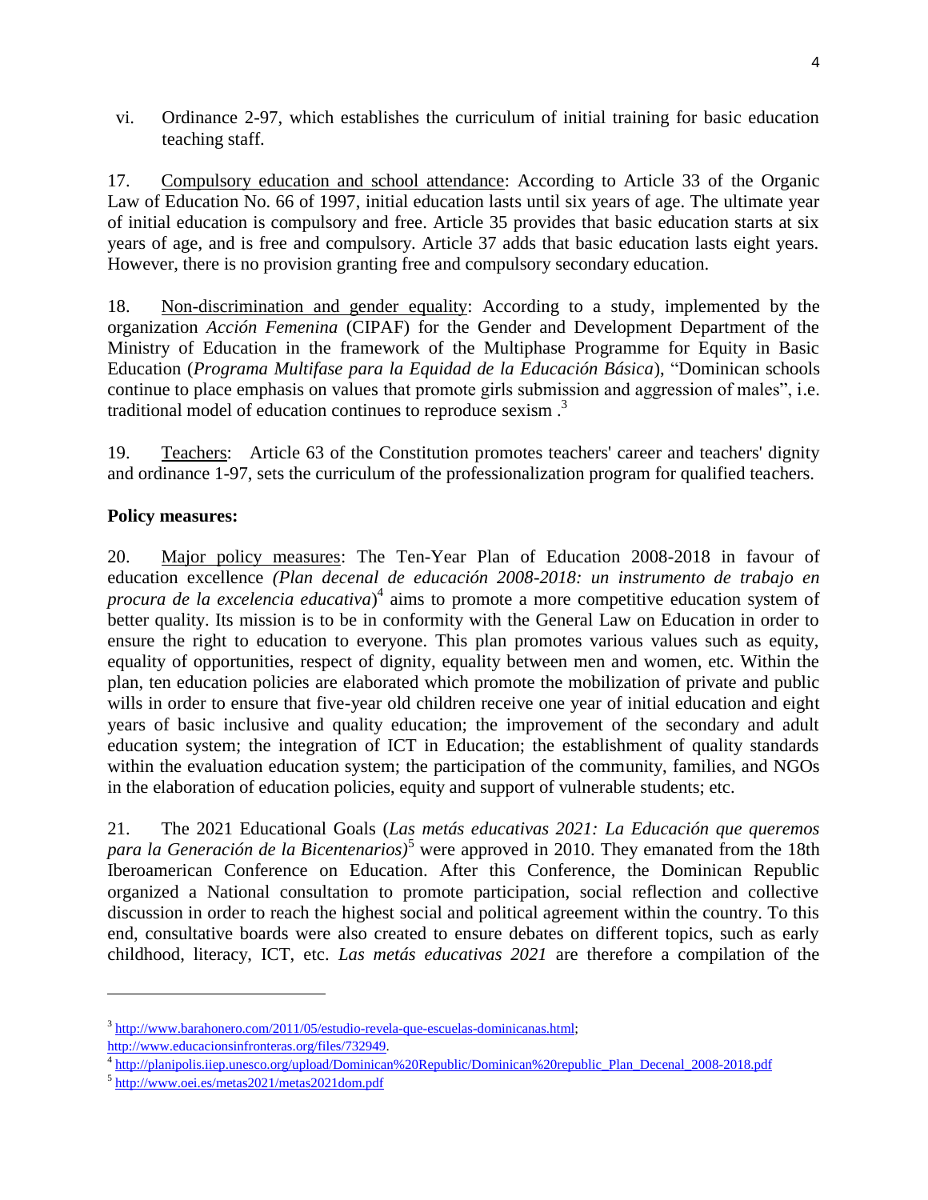vi. Ordinance 2-97, which establishes the curriculum of initial training for basic education teaching staff.

17. Compulsory education and school attendance: According to Article 33 of the Organic Law of Education No. 66 of 1997, initial education lasts until six years of age. The ultimate year of initial education is compulsory and free. Article 35 provides that basic education starts at six years of age, and is free and compulsory. Article 37 adds that basic education lasts eight years. However, there is no provision granting free and compulsory secondary education.

18. Non-discrimination and gender equality: According to a study, implemented by the organization *Acción Femenina* (CIPAF) for the Gender and Development Department of the Ministry of Education in the framework of the Multiphase Programme for Equity in Basic Education (*Programa Multifase para la Equidad de la Educación Básica*), "Dominican schools continue to place emphasis on values that promote girls submission and aggression of males", i.e. traditional model of education continues to reproduce sexism .[3]

19. Teachers: Article 63 of the Constitution promotes teachers' career and teachers' dignity and ordinance 1-97, sets the curriculum of the professionalization program for qualified teachers.

**Policy measures:**

20. Major policy measures: The Ten-Year Plan of Education 2008-2018 in favour of education excellence *(Plan decenal de educación 2008-2018: un instrumento de trabajo en procura de la excelencia educativa*)[4] aims to promote a more competitive education system of better quality. Its mission is to be in conformity with the General Law on Education in order to ensure the right to education to everyone. This plan promotes various values such as equity, equality of opportunities, respect of dignity, equality between men and women, etc. Within the plan, ten education policies are elaborated which promote the mobilization of private and public wills in order to ensure that five-year old children receive one year of initial education and eight years of basic inclusive and quality education; the improvement of the secondary and adult education system; the integration of ICT in Education; the establishment of quality standards within the evaluation education system; the participation of the community, families, and NGOs in the elaboration of education policies, equity and support of vulnerable students; etc.

21. The 2021 Educational Goals (*Las metás educativas 2021: La Educación que queremos para la Generación de la Bicentenarios)*[5] were approved in 2010. They emanated from the 18th Iberoamerican Conference on Education. After this Conference, the Dominican Republic organized a National consultation to promote participation, social reflection and collective discussion in order to reach the highest social and political agreement within the country. To this end, consultative boards were also created to ensure debates on different topics, such as early childhood, literacy, ICT, etc. *Las metás educativas 2021* are therefore a compilation of the

---

[3] http://www.barahonero.com/2011/05/estudio-revela-que-escuelas-dominicanas.html; http://www.educacionsinfronteras.org/files/732949.

[4] http://planipolis.iiep.unesco.org/upload/Dominican%20Republic/Dominican%20republic_Plan_Decenal_2008-2018.pdf

[5] http://www.oei.es/metas2021/metas2021dom.pdf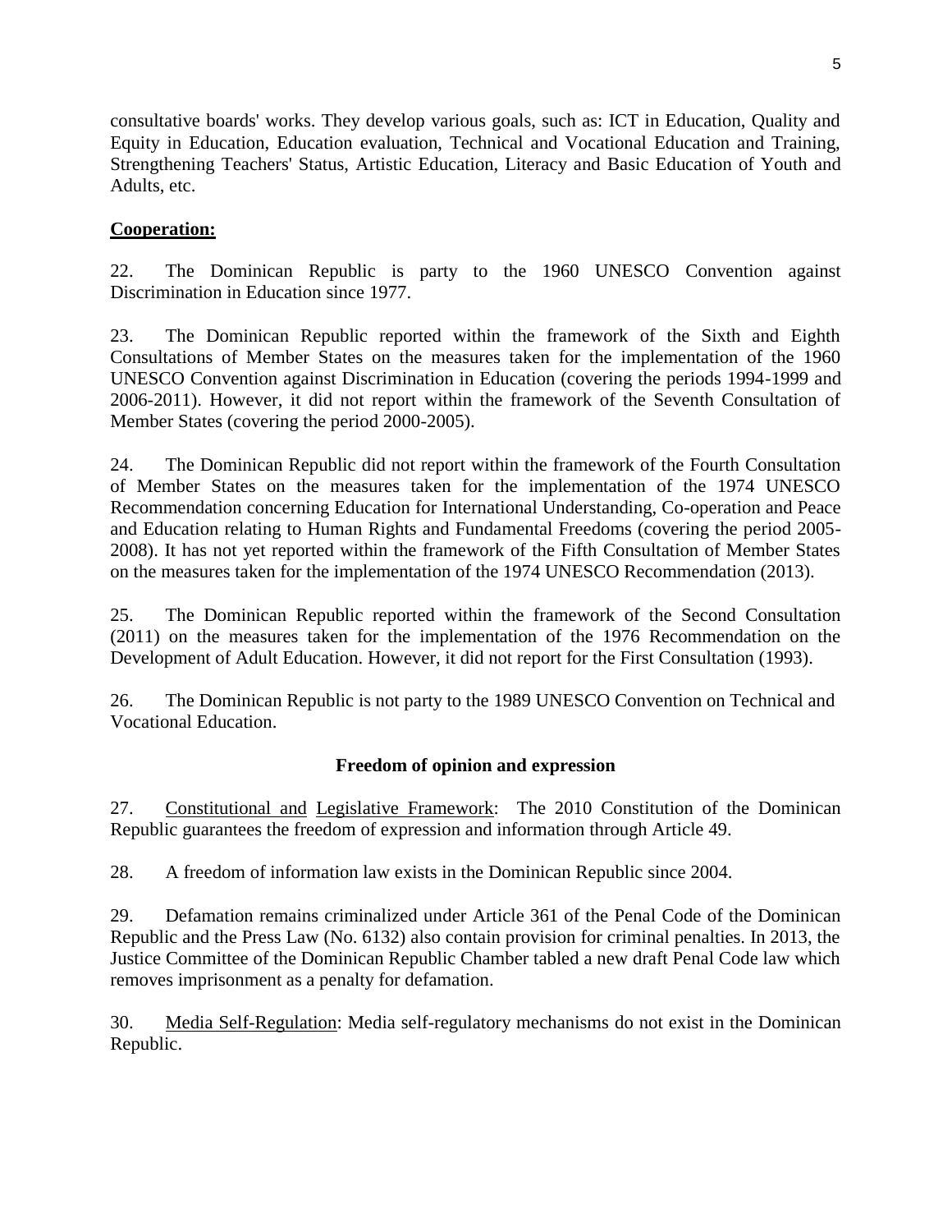consultative boards' works. They develop various goals, such as: ICT in Education, Quality and Equity in Education, Education evaluation, Technical and Vocational Education and Training, Strengthening Teachers' Status, Artistic Education, Literacy and Basic Education of Youth and Adults, etc.

**Cooperation:**

22. The Dominican Republic is party to the 1960 UNESCO Convention against Discrimination in Education since 1977.

23. The Dominican Republic reported within the framework of the Sixth and Eighth Consultations of Member States on the measures taken for the implementation of the 1960 UNESCO Convention against Discrimination in Education (covering the periods 1994-1999 and 2006-2011). However, it did not report within the framework of the Seventh Consultation of Member States (covering the period 2000-2005).

24. The Dominican Republic did not report within the framework of the Fourth Consultation of Member States on the measures taken for the implementation of the 1974 UNESCO Recommendation concerning Education for International Understanding, Co-operation and Peace and Education relating to Human Rights and Fundamental Freedoms (covering the period 2005-2008). It has not yet reported within the framework of the Fifth Consultation of Member States on the measures taken for the implementation of the 1974 UNESCO Recommendation (2013).

25. The Dominican Republic reported within the framework of the Second Consultation (2011) on the measures taken for the implementation of the 1976 Recommendation on the Development of Adult Education. However, it did not report for the First Consultation (1993).

26. The Dominican Republic is not party to the 1989 UNESCO Convention on Technical and Vocational Education.

## Freedom of opinion and expression

27. Constitutional and Legislative Framework: The 2010 Constitution of the Dominican Republic guarantees the freedom of expression and information through Article 49.

28. A freedom of information law exists in the Dominican Republic since 2004.

29. Defamation remains criminalized under Article 361 of the Penal Code of the Dominican Republic and the Press Law (No. 6132) also contain provision for criminal penalties. In 2013, the Justice Committee of the Dominican Republic Chamber tabled a new draft Penal Code law which removes imprisonment as a penalty for defamation.

30. Media Self-Regulation: Media self-regulatory mechanisms do not exist in the Dominican Republic.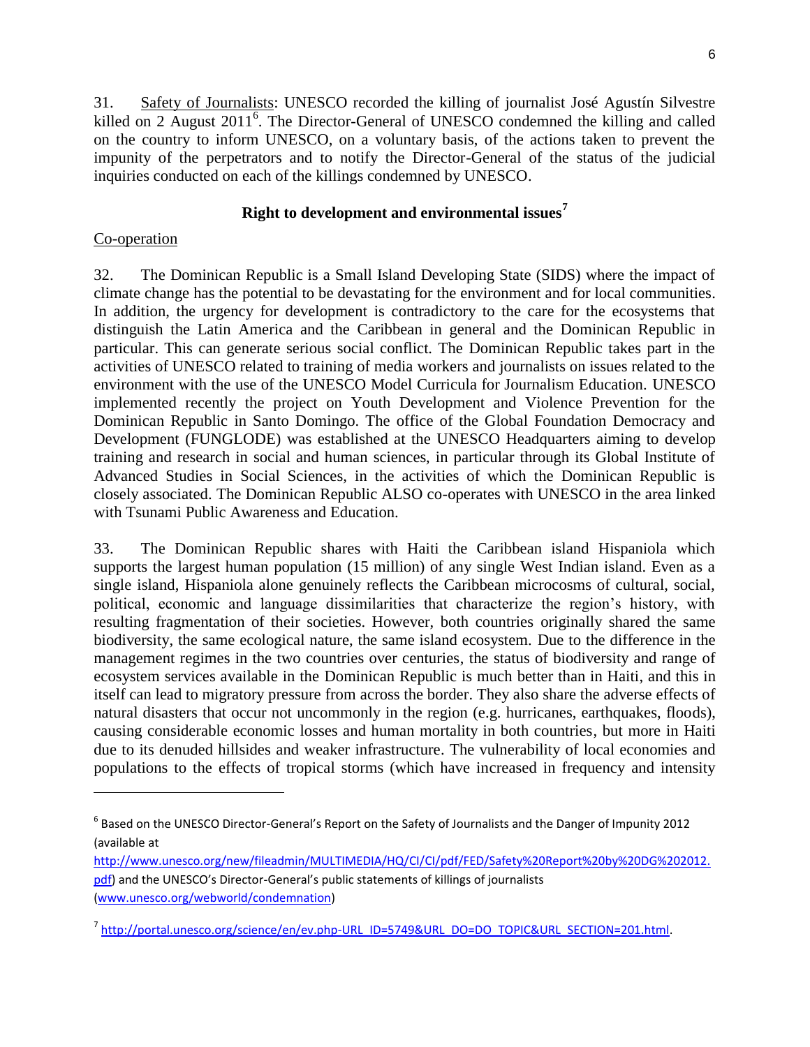31. Safety of Journalists: UNESCO recorded the killing of journalist José Agustín Silvestre killed on 2 August 2011[6]. The Director-General of UNESCO condemned the killing and called on the country to inform UNESCO, on a voluntary basis, of the actions taken to prevent the impunity of the perpetrators and to notify the Director-General of the status of the judicial inquiries conducted on each of the killings condemned by UNESCO.

## Right to development and environmental issues[7]

Co-operation

32. The Dominican Republic is a Small Island Developing State (SIDS) where the impact of climate change has the potential to be devastating for the environment and for local communities. In addition, the urgency for development is contradictory to the care for the ecosystems that distinguish the Latin America and the Caribbean in general and the Dominican Republic in particular. This can generate serious social conflict. The Dominican Republic takes part in the activities of UNESCO related to training of media workers and journalists on issues related to the environment with the use of the UNESCO Model Curricula for Journalism Education. UNESCO implemented recently the project on Youth Development and Violence Prevention for the Dominican Republic in Santo Domingo. The office of the Global Foundation Democracy and Development (FUNGLODE) was established at the UNESCO Headquarters aiming to develop training and research in social and human sciences, in particular through its Global Institute of Advanced Studies in Social Sciences, in the activities of which the Dominican Republic is closely associated. The Dominican Republic ALSO co-operates with UNESCO in the area linked with Tsunami Public Awareness and Education.

33. The Dominican Republic shares with Haiti the Caribbean island Hispaniola which supports the largest human population (15 million) of any single West Indian island. Even as a single island, Hispaniola alone genuinely reflects the Caribbean microcosms of cultural, social, political, economic and language dissimilarities that characterize the region's history, with resulting fragmentation of their societies. However, both countries originally shared the same biodiversity, the same ecological nature, the same island ecosystem. Due to the difference in the management regimes in the two countries over centuries, the status of biodiversity and range of ecosystem services available in the Dominican Republic is much better than in Haiti, and this in itself can lead to migratory pressure from across the border. They also share the adverse effects of natural disasters that occur not uncommonly in the region (e.g. hurricanes, earthquakes, floods), causing considerable economic losses and human mortality in both countries, but more in Haiti due to its denuded hillsides and weaker infrastructure. The vulnerability of local economies and populations to the effects of tropical storms (which have increased in frequency and intensity

---

[6] Based on the UNESCO Director-General's Report on the Safety of Journalists and the Danger of Impunity 2012 (available at http://www.unesco.org/new/fileadmin/MULTIMEDIA/HQ/CI/CI/pdf/FED/Safety%20Report%20by%20DG%202012.pdf) and the UNESCO's Director-General's public statements of killings of journalists (www.unesco.org/webworld/condemnation)

[7] http://portal.unesco.org/science/en/ev.php-URL_ID=5749&URL_DO=DO_TOPIC&URL_SECTION=201.html.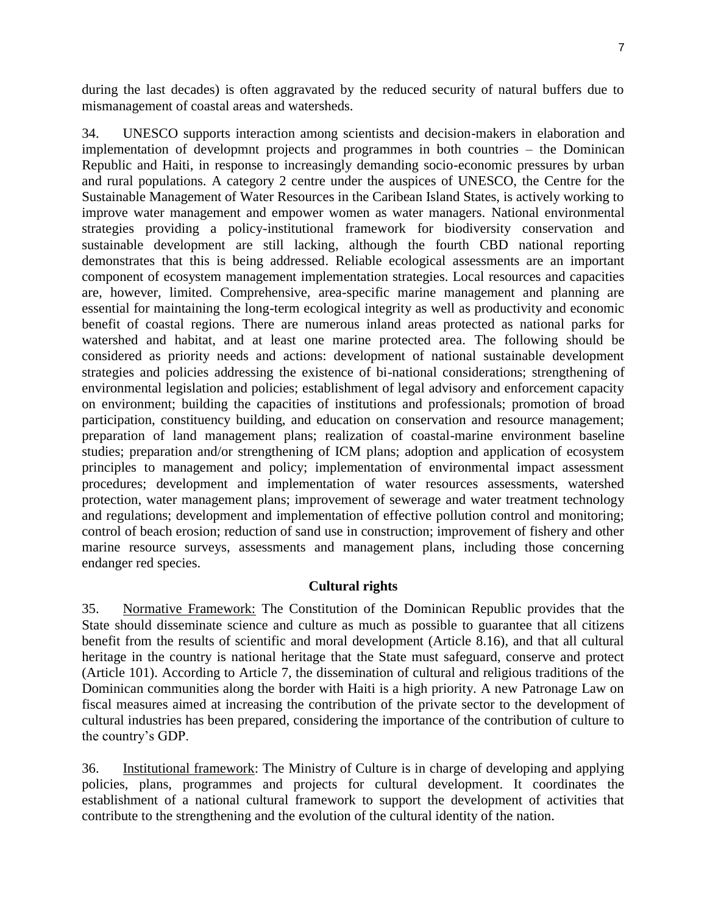during the last decades) is often aggravated by the reduced security of natural buffers due to mismanagement of coastal areas and watersheds.

34. UNESCO supports interaction among scientists and decision-makers in elaboration and implementation of developmnt projects and programmes in both countries – the Dominican Republic and Haiti, in response to increasingly demanding socio-economic pressures by urban and rural populations. A category 2 centre under the auspices of UNESCO, the Centre for the Sustainable Management of Water Resources in the Caribean Island States, is actively working to improve water management and empower women as water managers. National environmental strategies providing a policy-institutional framework for biodiversity conservation and sustainable development are still lacking, although the fourth CBD national reporting demonstrates that this is being addressed. Reliable ecological assessments are an important component of ecosystem management implementation strategies. Local resources and capacities are, however, limited. Comprehensive, area-specific marine management and planning are essential for maintaining the long-term ecological integrity as well as productivity and economic benefit of coastal regions. There are numerous inland areas protected as national parks for watershed and habitat, and at least one marine protected area. The following should be considered as priority needs and actions: development of national sustainable development strategies and policies addressing the existence of bi-national considerations; strengthening of environmental legislation and policies; establishment of legal advisory and enforcement capacity on environment; building the capacities of institutions and professionals; promotion of broad participation, constituency building, and education on conservation and resource management; preparation of land management plans; realization of coastal-marine environment baseline studies; preparation and/or strengthening of ICM plans; adoption and application of ecosystem principles to management and policy; implementation of environmental impact assessment procedures; development and implementation of water resources assessments, watershed protection, water management plans; improvement of sewerage and water treatment technology and regulations; development and implementation of effective pollution control and monitoring; control of beach erosion; reduction of sand use in construction; improvement of fishery and other marine resource surveys, assessments and management plans, including those concerning endanger red species.

**Cultural rights**

35. Normative Framework: The Constitution of the Dominican Republic provides that the State should disseminate science and culture as much as possible to guarantee that all citizens benefit from the results of scientific and moral development (Article 8.16), and that all cultural heritage in the country is national heritage that the State must safeguard, conserve and protect (Article 101). According to Article 7, the dissemination of cultural and religious traditions of the Dominican communities along the border with Haiti is a high priority. A new Patronage Law on fiscal measures aimed at increasing the contribution of the private sector to the development of cultural industries has been prepared, considering the importance of the contribution of culture to the country's GDP.

36. Institutional framework: The Ministry of Culture is in charge of developing and applying policies, plans, programmes and projects for cultural development. It coordinates the establishment of a national cultural framework to support the development of activities that contribute to the strengthening and the evolution of the cultural identity of the nation.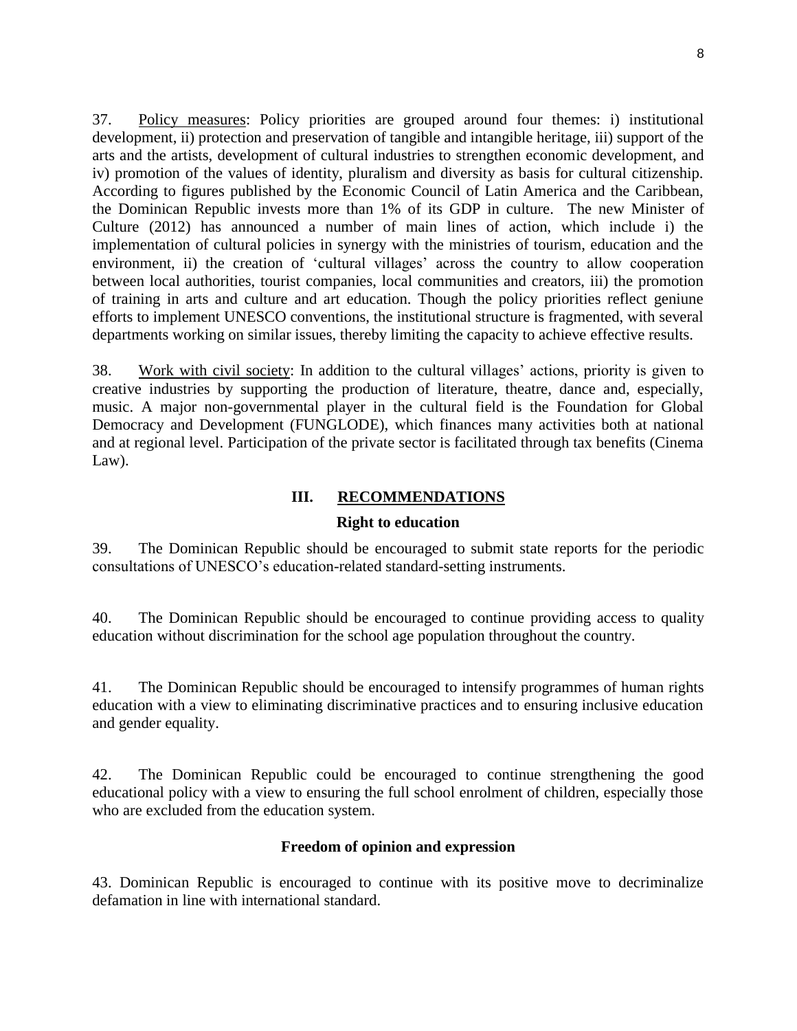37. Policy measures: Policy priorities are grouped around four themes: i) institutional development, ii) protection and preservation of tangible and intangible heritage, iii) support of the arts and the artists, development of cultural industries to strengthen economic development, and iv) promotion of the values of identity, pluralism and diversity as basis for cultural citizenship. According to figures published by the Economic Council of Latin America and the Caribbean, the Dominican Republic invests more than 1% of its GDP in culture. The new Minister of Culture (2012) has announced a number of main lines of action, which include i) the implementation of cultural policies in synergy with the ministries of tourism, education and the environment, ii) the creation of 'cultural villages' across the country to allow cooperation between local authorities, tourist companies, local communities and creators, iii) the promotion of training in arts and culture and art education. Though the policy priorities reflect geniune efforts to implement UNESCO conventions, the institutional structure is fragmented, with several departments working on similar issues, thereby limiting the capacity to achieve effective results.

38. Work with civil society: In addition to the cultural villages' actions, priority is given to creative industries by supporting the production of literature, theatre, dance and, especially, music. A major non-governmental player in the cultural field is the Foundation for Global Democracy and Development (FUNGLODE), which finances many activities both at national and at regional level. Participation of the private sector is facilitated through tax benefits (Cinema Law).

## III. RECOMMENDATIONS

### Right to education

39. The Dominican Republic should be encouraged to submit state reports for the periodic consultations of UNESCO's education-related standard-setting instruments.

40. The Dominican Republic should be encouraged to continue providing access to quality education without discrimination for the school age population throughout the country.

41. The Dominican Republic should be encouraged to intensify programmes of human rights education with a view to eliminating discriminative practices and to ensuring inclusive education and gender equality.

42. The Dominican Republic could be encouraged to continue strengthening the good educational policy with a view to ensuring the full school enrolment of children, especially those who are excluded from the education system.

### Freedom of opinion and expression

43. Dominican Republic is encouraged to continue with its positive move to decriminalize defamation in line with international standard.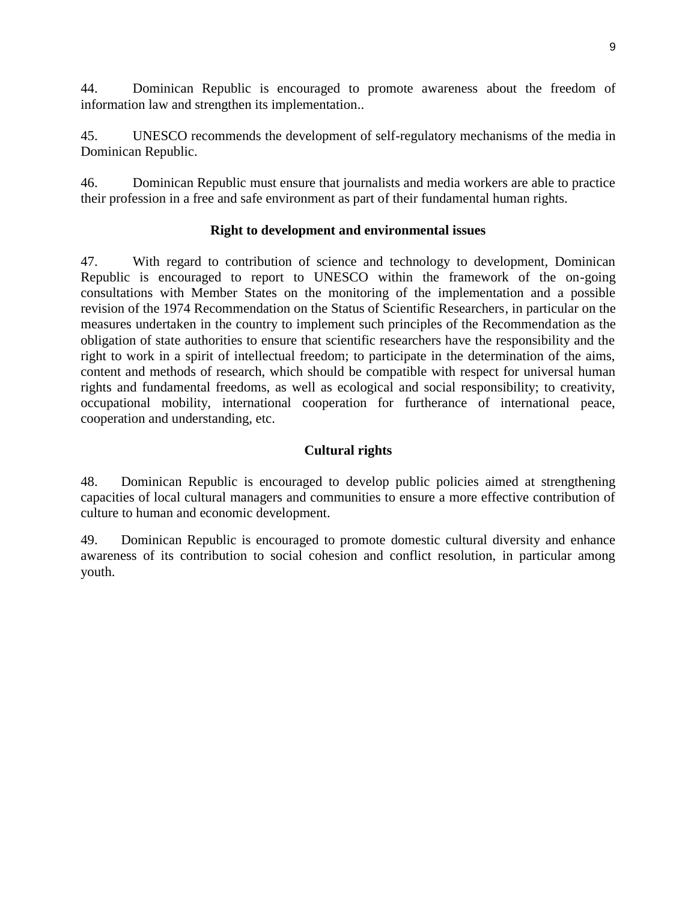44. Dominican Republic is encouraged to promote awareness about the freedom of information law and strengthen its implementation..

45. UNESCO recommends the development of self-regulatory mechanisms of the media in Dominican Republic.

46. Dominican Republic must ensure that journalists and media workers are able to practice their profession in a free and safe environment as part of their fundamental human rights.

**Right to development and environmental issues**

47. With regard to contribution of science and technology to development, Dominican Republic is encouraged to report to UNESCO within the framework of the on-going consultations with Member States on the monitoring of the implementation and a possible revision of the 1974 Recommendation on the Status of Scientific Researchers, in particular on the measures undertaken in the country to implement such principles of the Recommendation as the obligation of state authorities to ensure that scientific researchers have the responsibility and the right to work in a spirit of intellectual freedom; to participate in the determination of the aims, content and methods of research, which should be compatible with respect for universal human rights and fundamental freedoms, as well as ecological and social responsibility; to creativity, occupational mobility, international cooperation for furtherance of international peace, cooperation and understanding, etc.

**Cultural rights**

48. Dominican Republic is encouraged to develop public policies aimed at strengthening capacities of local cultural managers and communities to ensure a more effective contribution of culture to human and economic development.

49. Dominican Republic is encouraged to promote domestic cultural diversity and enhance awareness of its contribution to social cohesion and conflict resolution, in particular among youth.